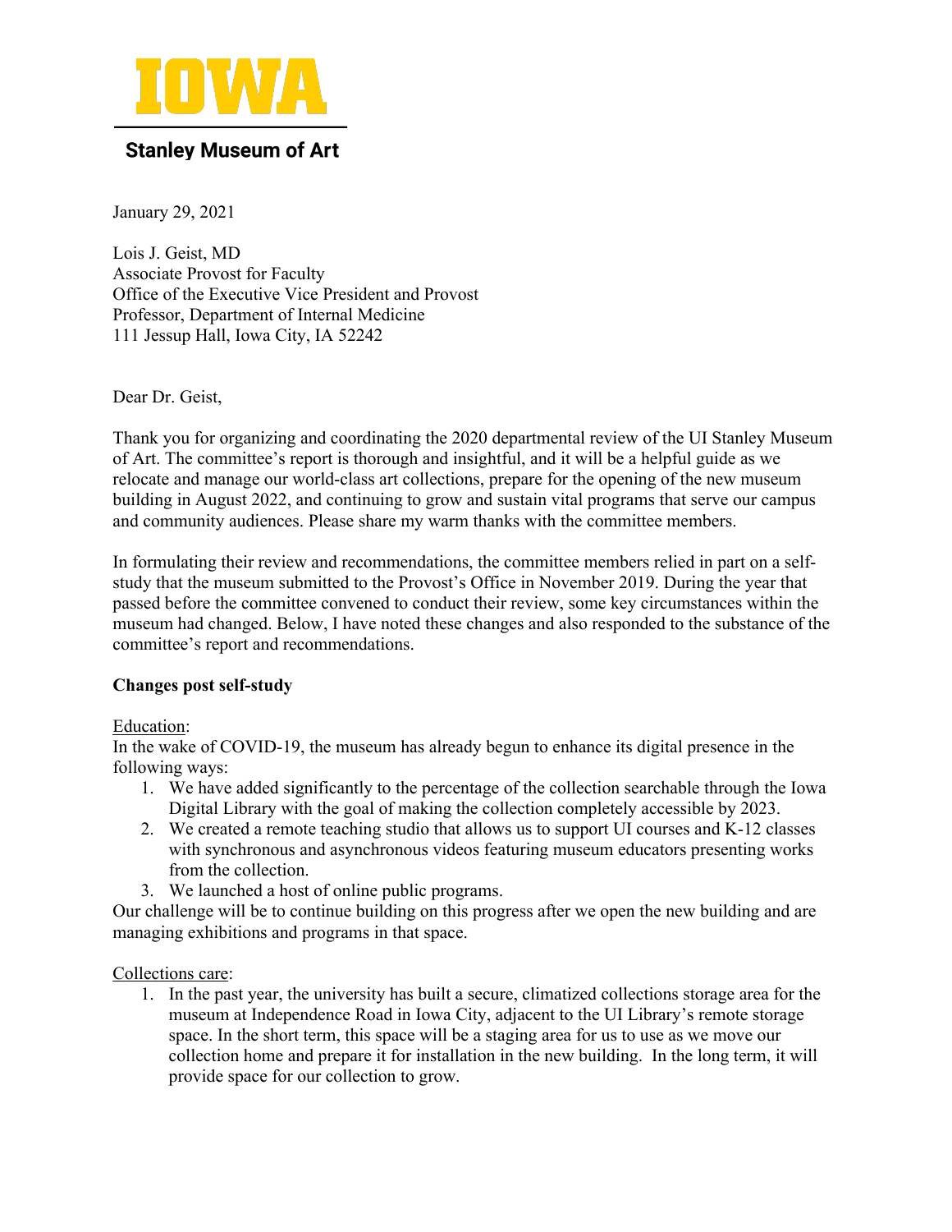**IOWA**

**Stanley Museum of Art**

January 29, 2021

Lois J. Geist, MD
Associate Provost for Faculty
Office of the Executive Vice President and Provost
Professor, Department of Internal Medicine
111 Jessup Hall, Iowa City, IA 52242

Dear Dr. Geist,

Thank you for organizing and coordinating the 2020 departmental review of the UI Stanley Museum of Art. The committee's report is thorough and insightful, and it will be a helpful guide as we relocate and manage our world-class art collections, prepare for the opening of the new museum building in August 2022, and continuing to grow and sustain vital programs that serve our campus and community audiences. Please share my warm thanks with the committee members.

In formulating their review and recommendations, the committee members relied in part on a self-study that the museum submitted to the Provost's Office in November 2019. During the year that passed before the committee convened to conduct their review, some key circumstances within the museum had changed. Below, I have noted these changes and also responded to the substance of the committee's report and recommendations.

**Changes post self-study**

Education:
In the wake of COVID-19, the museum has already begun to enhance its digital presence in the following ways:

1. We have added significantly to the percentage of the collection searchable through the Iowa Digital Library with the goal of making the collection completely accessible by 2023.
2. We created a remote teaching studio that allows us to support UI courses and K-12 classes with synchronous and asynchronous videos featuring museum educators presenting works from the collection.
3. We launched a host of online public programs.

Our challenge will be to continue building on this progress after we open the new building and are managing exhibitions and programs in that space.

Collections care:

1. In the past year, the university has built a secure, climatized collections storage area for the museum at Independence Road in Iowa City, adjacent to the UI Library's remote storage space. In the short term, this space will be a staging area for us to use as we move our collection home and prepare it for installation in the new building. In the long term, it will provide space for our collection to grow.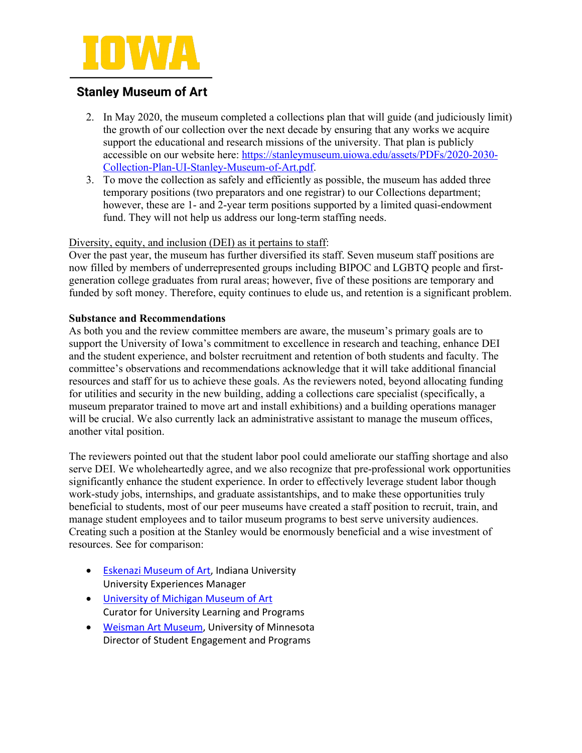2. In May 2020, the museum completed a collections plan that will guide (and judiciously limit) the growth of our collection over the next decade by ensuring that any works we acquire support the educational and research missions of the university. That plan is publicly accessible on our website here: [https://stanleymuseum.uiowa.edu/assets/PDFs/2020-2030-Collection-Plan-UI-Stanley-Museum-of-Art.pdf](https://stanleymuseum.uiowa.edu/assets/PDFs/2020-2030-Collection-Plan-UI-Stanley-Museum-of-Art.pdf).
3. To move the collection as safely and efficiently as possible, the museum has added three temporary positions (two preparators and one registrar) to our Collections department; however, these are 1- and 2-year term positions supported by a limited quasi-endowment fund. They will not help us address our long-term staffing needs.

<u>Diversity, equity, and inclusion (DEI) as it pertains to staff</u>:
Over the past year, the museum has further diversified its staff. Seven museum staff positions are now filled by members of underrepresented groups including BIPOC and LGBTQ people and first-generation college graduates from rural areas; however, five of these positions are temporary and funded by soft money. Therefore, equity continues to elude us, and retention is a significant problem.

**Substance and Recommendations**
As both you and the review committee members are aware, the museum's primary goals are to support the University of Iowa's commitment to excellence in research and teaching, enhance DEI and the student experience, and bolster recruitment and retention of both students and faculty. The committee's observations and recommendations acknowledge that it will take additional financial resources and staff for us to achieve these goals. As the reviewers noted, beyond allocating funding for utilities and security in the new building, adding a collections care specialist (specifically, a museum preparator trained to move art and install exhibitions) and a building operations manager will be crucial. We also currently lack an administrative assistant to manage the museum offices, another vital position.

The reviewers pointed out that the student labor pool could ameliorate our staffing shortage and also serve DEI. We wholeheartedly agree, and we also recognize that pre-professional work opportunities significantly enhance the student experience. In order to effectively leverage student labor though work-study jobs, internships, and graduate assistantships, and to make these opportunities truly beneficial to students, most of our peer museums have created a staff position to recruit, train, and manage student employees and to tailor museum programs to best serve university audiences. Creating such a position at the Stanley would be enormously beneficial and a wise investment of resources. See for comparison:

- Eskenazi Museum of Art, Indiana University
  University Experiences Manager
- University of Michigan Museum of Art
  Curator for University Learning and Programs
- Weisman Art Museum, University of Minnesota
  Director of Student Engagement and Programs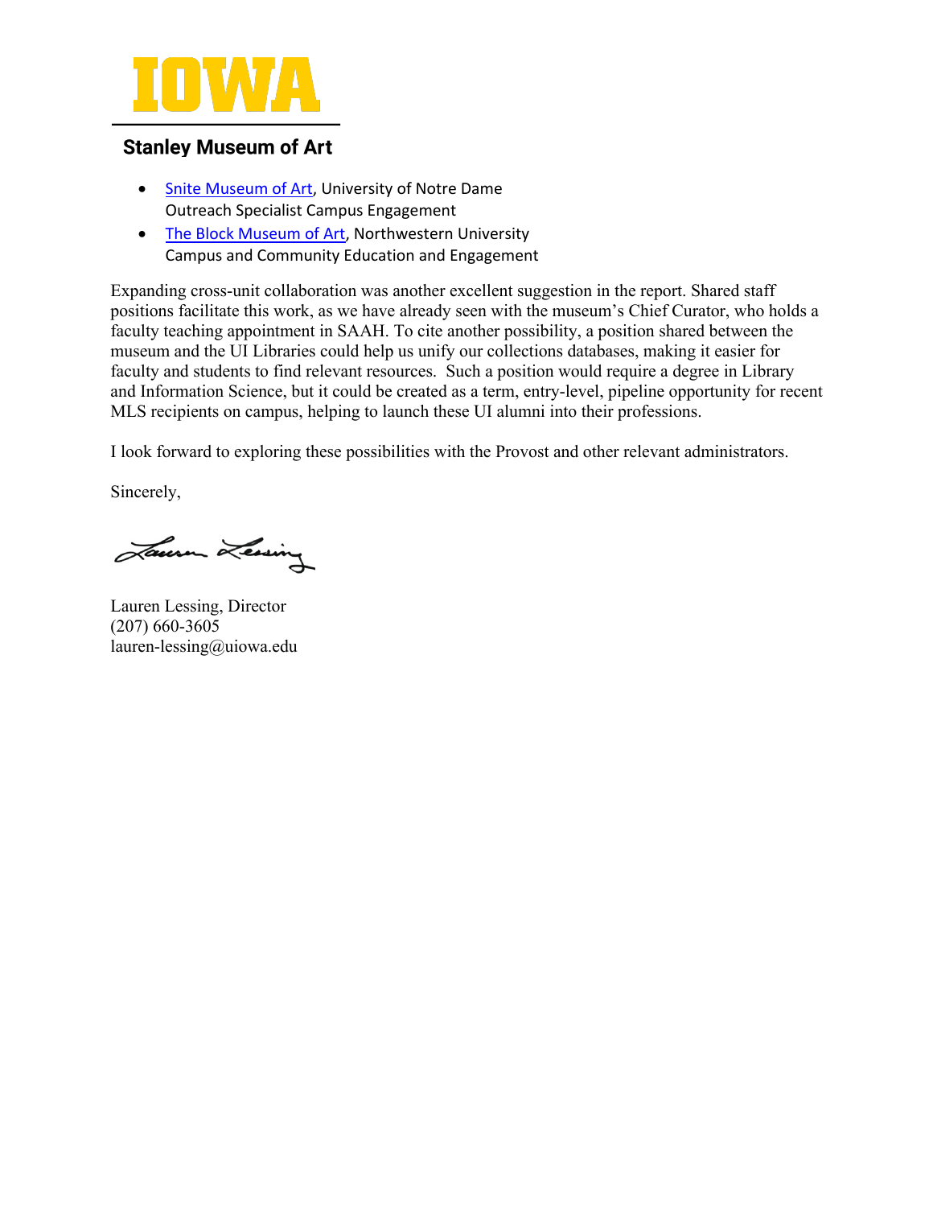**IOWA**

**Stanley Museum of Art**

- Snite Museum of Art, University of Notre Dame
  Outreach Specialist Campus Engagement
- The Block Museum of Art, Northwestern University
  Campus and Community Education and Engagement

Expanding cross-unit collaboration was another excellent suggestion in the report. Shared staff positions facilitate this work, as we have already seen with the museum's Chief Curator, who holds a faculty teaching appointment in SAAH. To cite another possibility, a position shared between the museum and the UI Libraries could help us unify our collections databases, making it easier for faculty and students to find relevant resources. Such a position would require a degree in Library and Information Science, but it could be created as a term, entry-level, pipeline opportunity for recent MLS recipients on campus, helping to launch these UI alumni into their professions.

I look forward to exploring these possibilities with the Provost and other relevant administrators.

Sincerely,

Lauren Lessing, Director
(207) 660-3605
lauren-lessing@uiowa.edu